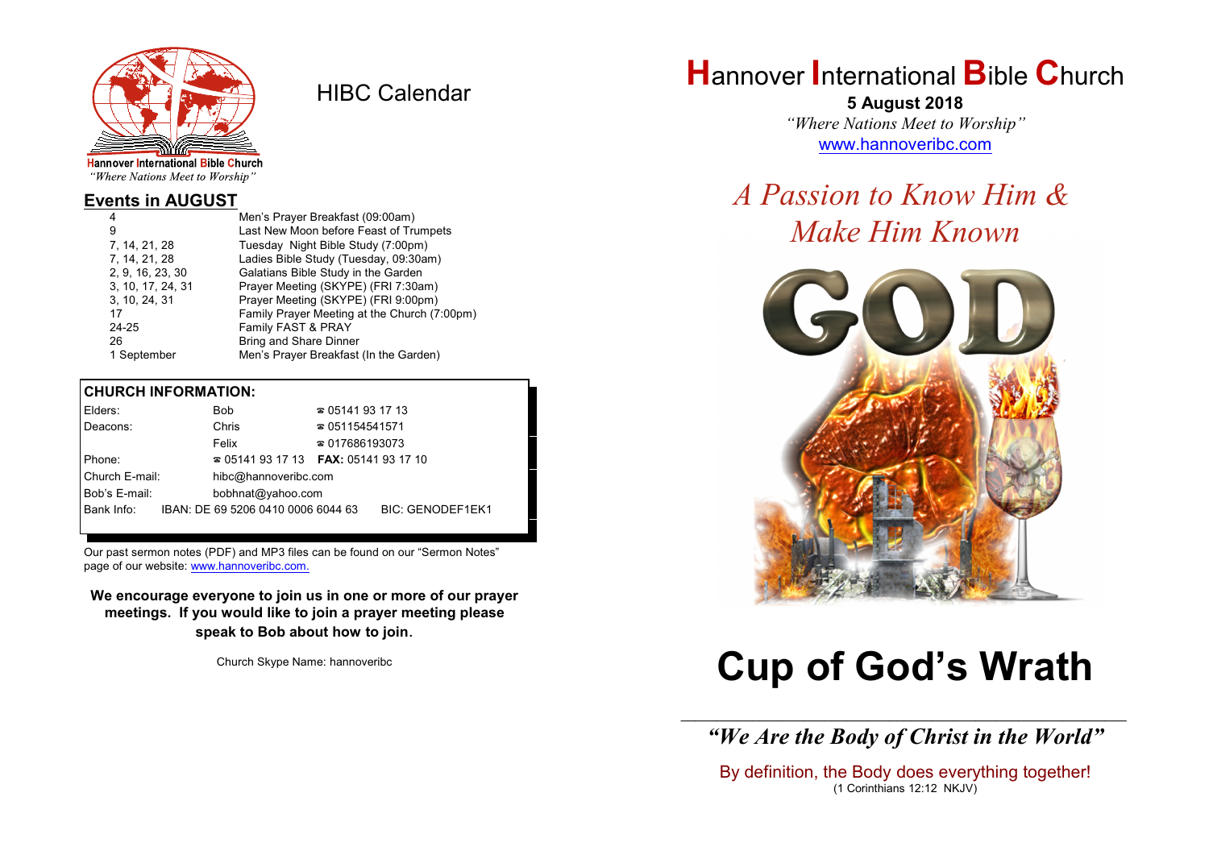Hannover International Bible Church
*"Where Nations Meet to Worship"*

# HIBC Calendar

## Events in AUGUST

| | |
|---|---|
| 4 | Men's Prayer Breakfast (09:00am) |
| 9 | Last New Moon before Feast of Trumpets |
| 7, 14, 21, 28 | Tuesday Night Bible Study (7:00pm) |
| 7, 14, 21, 28 | Ladies Bible Study (Tuesday, 09:30am) |
| 2, 9, 16, 23, 30 | Galatians Bible Study in the Garden |
| 3, 10, 17, 24, 31 | Prayer Meeting (SKYPE) (FRI 7:30am) |
| 3, 10, 24, 31 | Prayer Meeting (SKYPE) (FRI 9:00pm) |
| 17 | Family Prayer Meeting at the Church (7:00pm) |
| 24-25 | Family FAST & PRAY |
| 26 | Bring and Share Dinner |
| 1 September | Men's Prayer Breakfast (In the Garden) |

**CHURCH INFORMATION:**

| | | |
|---|---|---|
| Elders: | Bob | ☎ 05141 93 17 13 |
| Deacons: | Chris | ☎ 051154541571 |
| | Felix | ☎ 017686193073 |
| Phone: | ☎ 05141 93 17 13 | **FAX:** 05141 93 17 10 |
| Church E-mail: | hibc@hannoveribc.com | |
| Bob's E-mail: | bobhnat@yahoo.com | |
| Bank Info: | IBAN: DE 69 5206 0410 0006 6044 63 | BIC: GENODEF1EK1 |

Our past sermon notes (PDF) and MP3 files can be found on our "Sermon Notes" page of our website: www.hannoveribc.com.

**We encourage everyone to join us in one or more of our prayer meetings. If you would like to join a prayer meeting please speak to Bob about how to join.**

Church Skype Name: hannoveribc

# Hannover International Bible Church

**5 August 2018**

*"Where Nations Meet to Worship"*

www.hannoveribc.com

## *A Passion to Know Him & Make Him Known*

# Cup of God's Wrath

***"We Are the Body of Christ in the World"***

By definition, the Body does everything together!
(1 Corinthians 12:12 NKJV)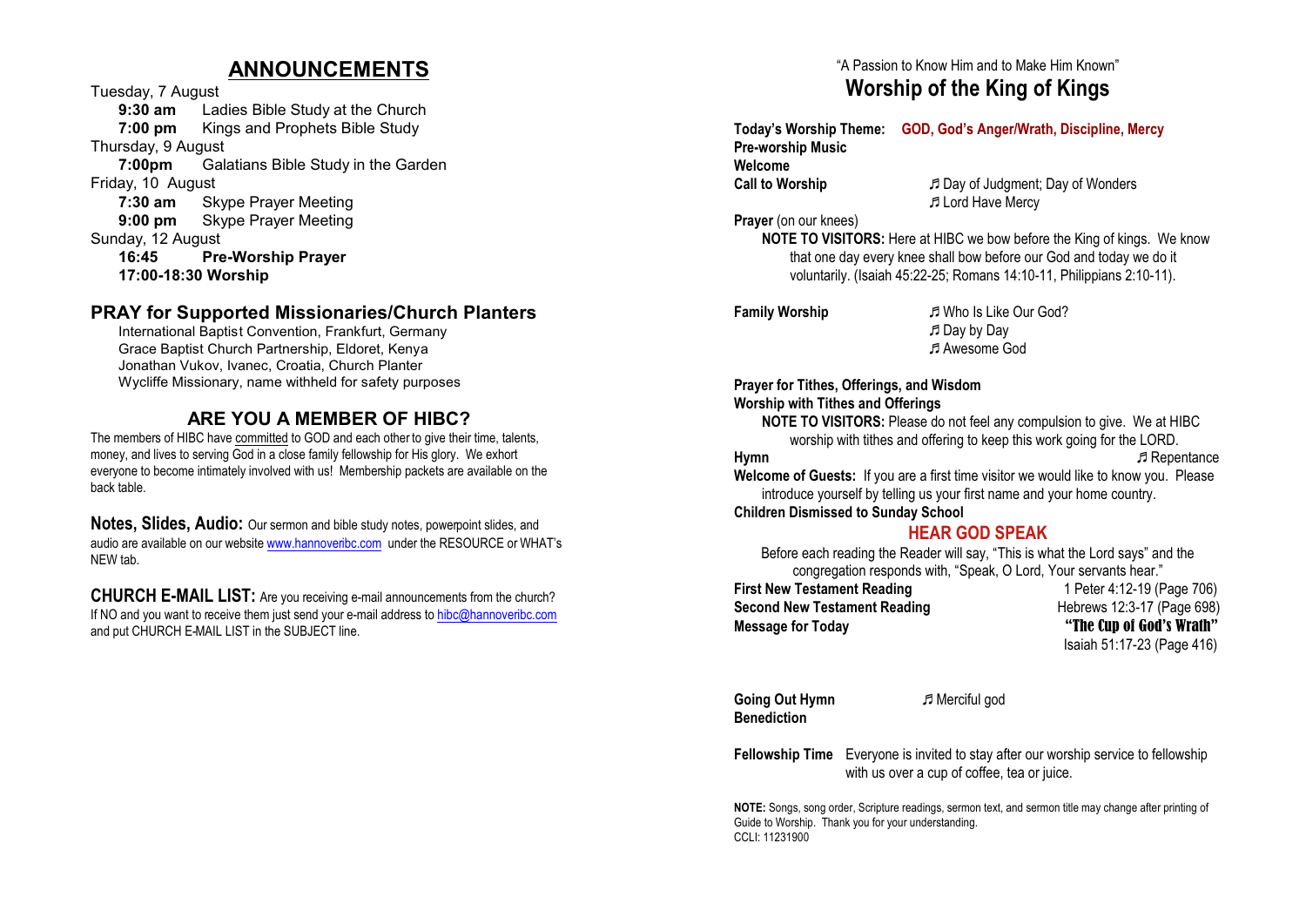# ANNOUNCEMENTS

Tuesday, 7 August

**9:30 am** Ladies Bible Study at the Church
**7:00 pm** Kings and Prophets Bible Study

Thursday, 9 August

**7:00pm** Galatians Bible Study in the Garden

Friday, 10 August

**7:30 am** Skype Prayer Meeting
**9:00 pm** Skype Prayer Meeting

Sunday, 12 August

**16:45 Pre-Worship Prayer**
**17:00-18:30 Worship**

## PRAY for Supported Missionaries/Church Planters

International Baptist Convention, Frankfurt, Germany
Grace Baptist Church Partnership, Eldoret, Kenya
Jonathan Vukov, Ivanec, Croatia, Church Planter
Wycliffe Missionary, name withheld for safety purposes

## ARE YOU A MEMBER OF HIBC?

The members of HIBC have committed to GOD and each other to give their time, talents, money, and lives to serving God in a close family fellowship for His glory. We exhort everyone to become intimately involved with us! Membership packets are available on the back table.

**Notes, Slides, Audio:** Our sermon and bible study notes, powerpoint slides, and audio are available on our website www.hannoveribc.com under the RESOURCE or WHAT's NEW tab.

**CHURCH E-MAIL LIST:** Are you receiving e-mail announcements from the church? If NO and you want to receive them just send your e-mail address to hibc@hannoveribc.com and put CHURCH E-MAIL LIST in the SUBJECT line.

"A Passion to Know Him and to Make Him Known"

# Worship of the King of Kings

**Today's Worship Theme:** **GOD, God's Anger/Wrath, Discipline, Mercy**

**Pre-worship Music**

**Welcome**

**Call to Worship** ♬ Day of Judgment; Day of Wonders
♬ Lord Have Mercy

**Prayer** (on our knees)

**NOTE TO VISITORS:** Here at HIBC we bow before the King of kings. We know that one day every knee shall bow before our God and today we do it voluntarily. (Isaiah 45:22-25; Romans 14:10-11, Philippians 2:10-11).

**Family Worship** ♬ Who Is Like Our God?
♬ Day by Day
♬ Awesome God

**Prayer for Tithes, Offerings, and Wisdom**

**Worship with Tithes and Offerings**

**NOTE TO VISITORS:** Please do not feel any compulsion to give. We at HIBC worship with tithes and offering to keep this work going for the LORD.

**Hymn** ♬ Repentance

**Welcome of Guests:** If you are a first time visitor we would like to know you. Please introduce yourself by telling us your first name and your home country.

**Children Dismissed to Sunday School**

## HEAR GOD SPEAK

Before each reading the Reader will say, "This is what the Lord says" and the congregation responds with, "Speak, O Lord, Your servants hear."

**First New Testament Reading** 1 Peter 4:12-19 (Page 706)

**Second New Testament Reading** Hebrews 12:3-17 (Page 698)

**Message for Today** **"The Cup of God's Wrath"**
Isaiah 51:17-23 (Page 416)

**Going Out Hymn** ♬ Merciful god

**Benediction**

**Fellowship Time** Everyone is invited to stay after our worship service to fellowship with us over a cup of coffee, tea or juice.

**NOTE:** Songs, song order, Scripture readings, sermon text, and sermon title may change after printing of Guide to Worship. Thank you for your understanding.
CCLI: 11231900